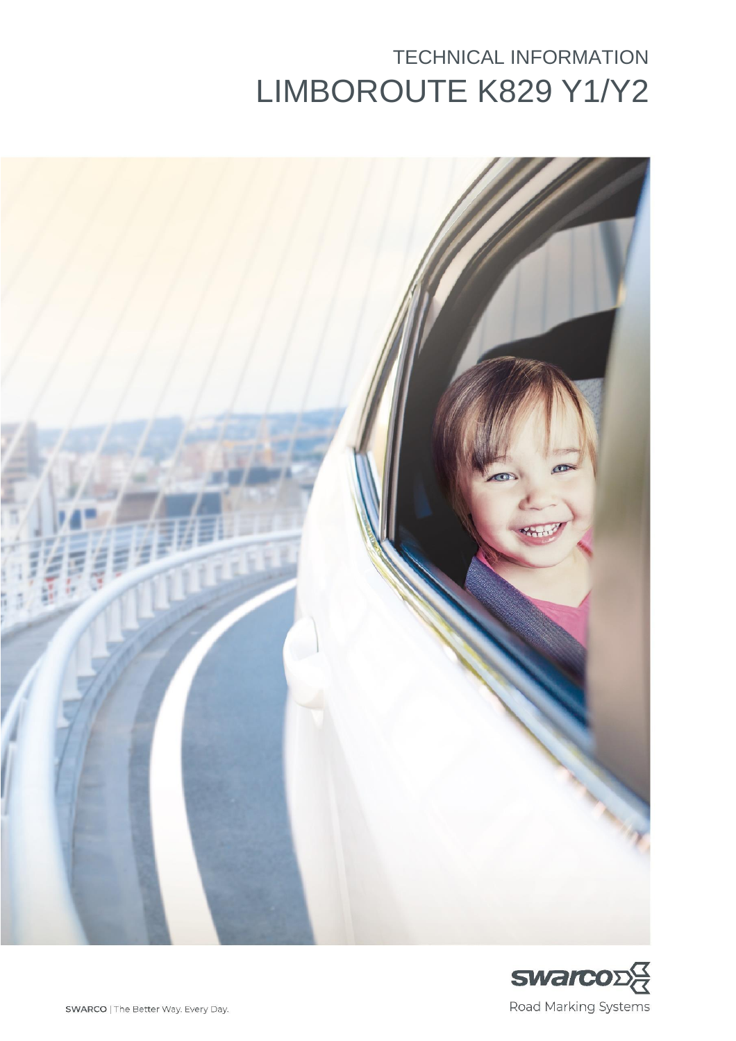TECHNICAL INFORMATION

# LIMBOROUTE K829 Y1/Y2

SWARCO | The Better Way. Every Day.

Road Marking Systems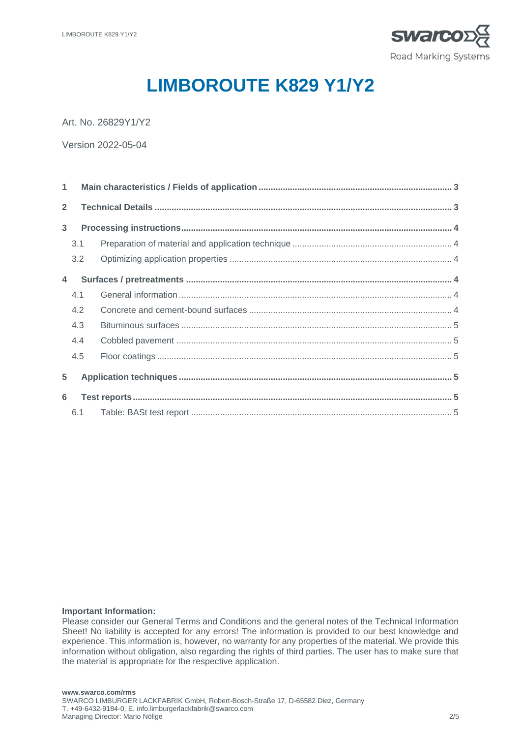# LIMBOROUTE K829 Y1/Y2

Art. No. 26829Y1/Y2

Version 2022-05-04

| | | |
|---|---|---|
| **1** | **Main characteristics / Fields of application** | **3** |
| **2** | **Technical Details** | **3** |
| **3** | **Processing instructions** | **4** |
| 3.1 | Preparation of material and application technique | 4 |
| 3.2 | Optimizing application properties | 4 |
| **4** | **Surfaces / pretreatments** | **4** |
| 4.1 | General information | 4 |
| 4.2 | Concrete and cement-bound surfaces | 4 |
| 4.3 | Bituminous surfaces | 5 |
| 4.4 | Cobbled pavement | 5 |
| 4.5 | Floor coatings | 5 |
| **5** | **Application techniques** | **5** |
| **6** | **Test reports** | **5** |
| 6.1 | Table: BASt test report | 5 |

**Important Information:**
Please consider our General Terms and Conditions and the general notes of the Technical Information Sheet! No liability is accepted for any errors! The information is provided to our best knowledge and experience. This information is, however, no warranty for any properties of the material. We provide this information without obligation, also regarding the rights of third parties. The user has to make sure that the material is appropriate for the respective application.

**www.swarco.com/rms**
SWARCO LIMBURGER LACKFABRIK GmbH, Robert-Bosch-Straße 17, D-65582 Diez, Germany
T. +49-6432-9184-0, E. info.limburgerlackfabrik@swarco.com
Managing Director: Mario Nöllge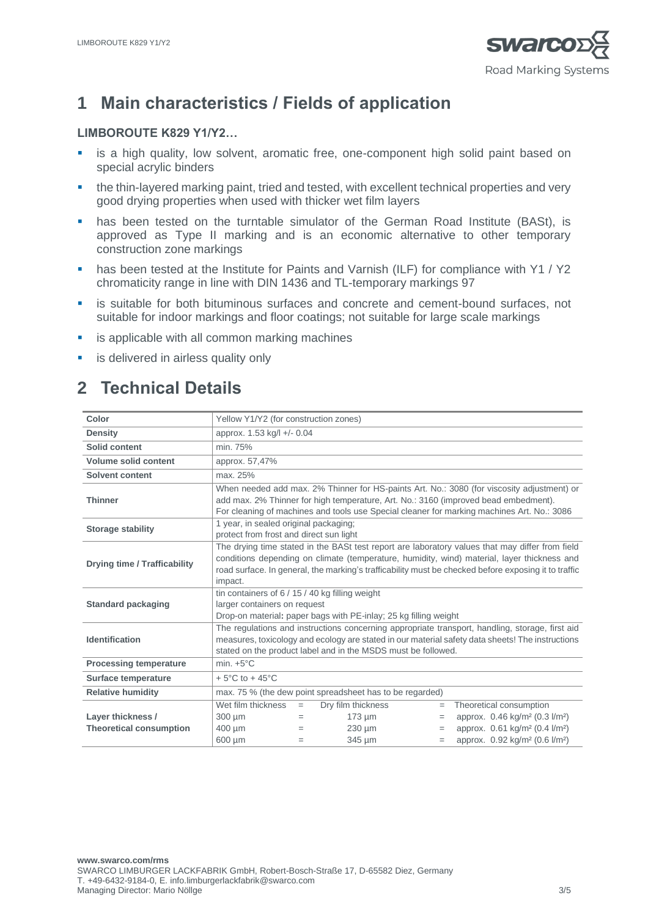# 1 Main characteristics / Fields of application

**LIMBOROUTE K829 Y1/Y2…**

- is a high quality, low solvent, aromatic free, one-component high solid paint based on special acrylic binders
- the thin-layered marking paint, tried and tested, with excellent technical properties and very good drying properties when used with thicker wet film layers
- has been tested on the turntable simulator of the German Road Institute (BASt), is approved as Type II marking and is an economic alternative to other temporary construction zone markings
- has been tested at the Institute for Paints and Varnish (ILF) for compliance with Y1 / Y2 chromaticity range in line with DIN 1436 and TL-temporary markings 97
- is suitable for both bituminous surfaces and concrete and cement-bound surfaces, not suitable for indoor markings and floor coatings; not suitable for large scale markings
- is applicable with all common marking machines
- is delivered in airless quality only

# 2 Technical Details

| | |
|---|---|
| **Color** | Yellow Y1/Y2 (for construction zones) |
| **Density** | approx. 1.53 kg/l +/- 0.04 |
| **Solid content** | min. 75% |
| **Volume solid content** | approx. 57,47% |
| **Solvent content** | max. 25% |
| **Thinner** | When needed add max. 2% Thinner for HS-paints Art. No.: 3080 (for viscosity adjustment) or add max. 2% Thinner for high temperature, Art. No.: 3160 (improved bead embedment). For cleaning of machines and tools use Special cleaner for marking machines Art. No.: 3086 |
| **Storage stability** | 1 year, in sealed original packaging; protect from frost and direct sun light |
| **Drying time / Trafficability** | The drying time stated in the BASt test report are laboratory values that may differ from field conditions depending on climate (temperature, humidity, wind) material, layer thickness and road surface. In general, the marking's trafficability must be checked before exposing it to traffic impact. |
| **Standard packaging** | tin containers of 6 / 15 / 40 kg filling weight<br>larger containers on request<br>Drop-on material**:** paper bags with PE-inlay; 25 kg filling weight |
| **Identification** | The regulations and instructions concerning appropriate transport, handling, storage, first aid measures, toxicology and ecology are stated in our material safety data sheets! The instructions stated on the product label and in the MSDS must be followed. |
| **Processing temperature** | min. +5°C |
| **Surface temperature** | + 5°C to + 45°C |
| **Relative humidity** | max. 75 % (the dew point spreadsheet has to be regarded) |
| **Layer thickness / Theoretical consumption** | Wet film thickness = Dry film thickness = Theoretical consumption<br>300 µm = 173 µm = approx. 0.46 kg/m² (0.3 l/m²)<br>400 µm = 230 µm = approx. 0.61 kg/m² (0.4 l/m²)<br>600 µm = 345 µm = approx. 0.92 kg/m² (0.6 l/m²) |

**www.swarco.com/rms**
SWARCO LIMBURGER LACKFABRIK GmbH, Robert-Bosch-Straße 17, D-65582 Diez, Germany
T. +49-6432-9184-0, E. info.limburgerlackfabrik@swarco.com
Managing Director: Mario Nöllge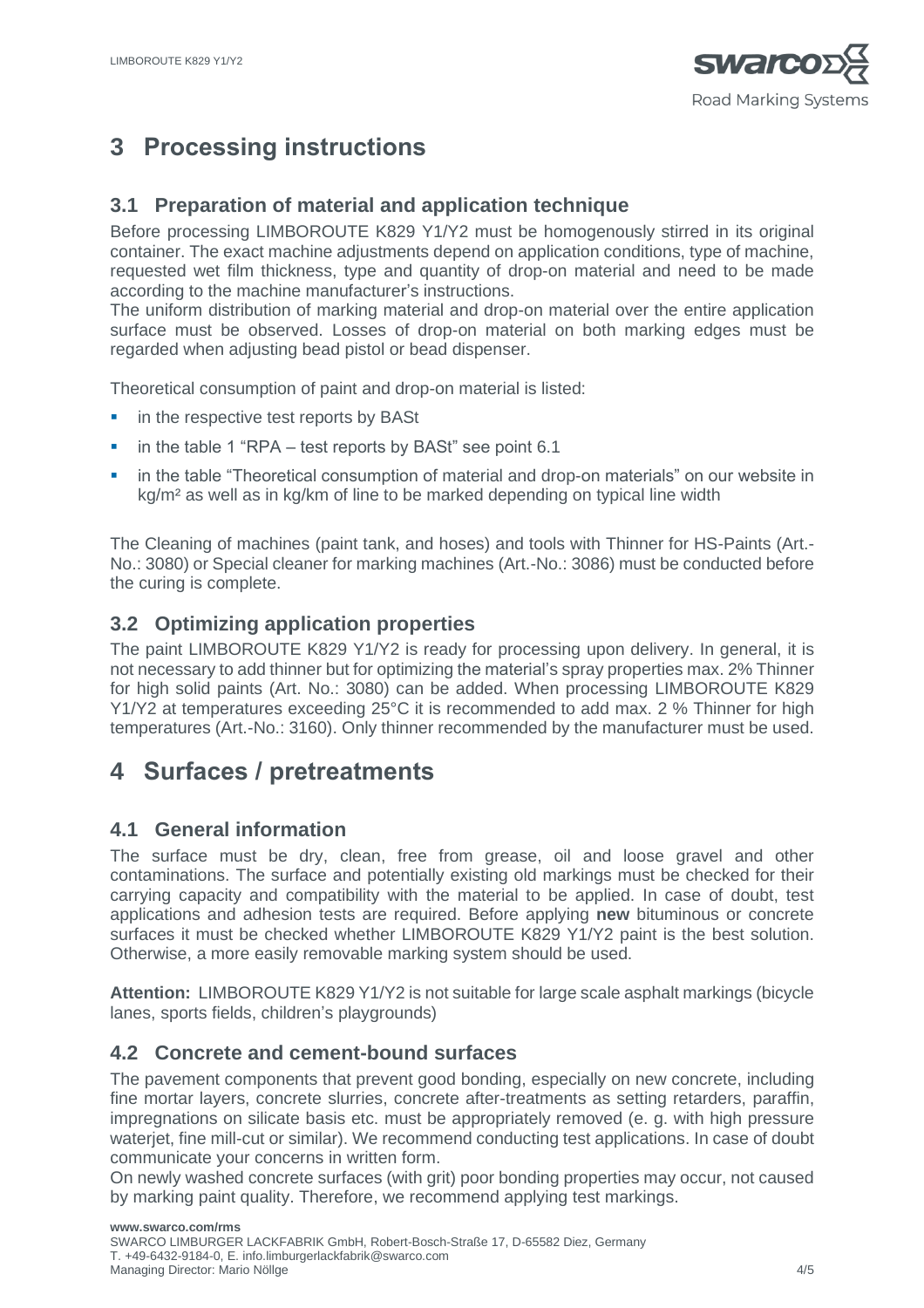# 3 Processing instructions

## 3.1 Preparation of material and application technique

Before processing LIMBOROUTE K829 Y1/Y2 must be homogenously stirred in its original container. The exact machine adjustments depend on application conditions, type of machine, requested wet film thickness, type and quantity of drop-on material and need to be made according to the machine manufacturer's instructions.
The uniform distribution of marking material and drop-on material over the entire application surface must be observed. Losses of drop-on material on both marking edges must be regarded when adjusting bead pistol or bead dispenser.

Theoretical consumption of paint and drop-on material is listed:

- in the respective test reports by BASt
- in the table 1 "RPA – test reports by BASt" see point 6.1
- in the table "Theoretical consumption of material and drop-on materials" on our website in kg/m² as well as in kg/km of line to be marked depending on typical line width

The Cleaning of machines (paint tank, and hoses) and tools with Thinner for HS-Paints (Art.-No.: 3080) or Special cleaner for marking machines (Art.-No.: 3086) must be conducted before the curing is complete.

## 3.2 Optimizing application properties

The paint LIMBOROUTE K829 Y1/Y2 is ready for processing upon delivery. In general, it is not necessary to add thinner but for optimizing the material's spray properties max. 2% Thinner for high solid paints (Art. No.: 3080) can be added. When processing LIMBOROUTE K829 Y1/Y2 at temperatures exceeding 25°C it is recommended to add max. 2 % Thinner for high temperatures (Art.-No.: 3160). Only thinner recommended by the manufacturer must be used.

# 4 Surfaces / pretreatments

## 4.1 General information

The surface must be dry, clean, free from grease, oil and loose gravel and other contaminations. The surface and potentially existing old markings must be checked for their carrying capacity and compatibility with the material to be applied. In case of doubt, test applications and adhesion tests are required. Before applying **new** bituminous or concrete surfaces it must be checked whether LIMBOROUTE K829 Y1/Y2 paint is the best solution. Otherwise, a more easily removable marking system should be used.

**Attention:** LIMBOROUTE K829 Y1/Y2 is not suitable for large scale asphalt markings (bicycle lanes, sports fields, children's playgrounds)

## 4.2 Concrete and cement-bound surfaces

The pavement components that prevent good bonding, especially on new concrete, including fine mortar layers, concrete slurries, concrete after-treatments as setting retarders, paraffin, impregnations on silicate basis etc. must be appropriately removed (e. g. with high pressure waterjet, fine mill-cut or similar). We recommend conducting test applications. In case of doubt communicate your concerns in written form.
On newly washed concrete surfaces (with grit) poor bonding properties may occur, not caused by marking paint quality. Therefore, we recommend applying test markings.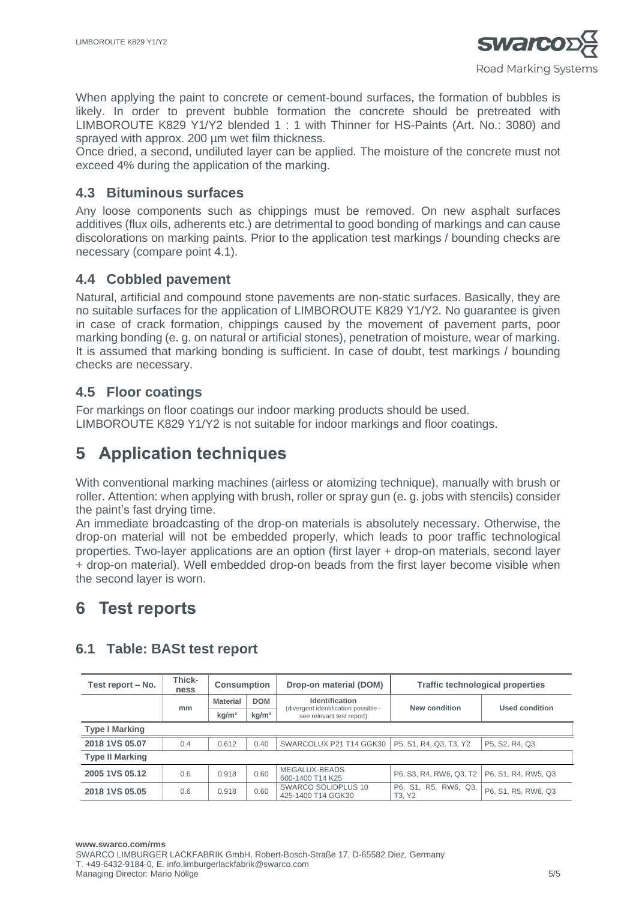When applying the paint to concrete or cement-bound surfaces, the formation of bubbles is likely. In order to prevent bubble formation the concrete should be pretreated with LIMBOROUTE K829 Y1/Y2 blended 1 : 1 with Thinner for HS-Paints (Art. No.: 3080) and sprayed with approx. 200 µm wet film thickness.

Once dried, a second, undiluted layer can be applied. The moisture of the concrete must not exceed 4% during the application of the marking.

## 4.3 Bituminous surfaces

Any loose components such as chippings must be removed. On new asphalt surfaces additives (flux oils, adherents etc.) are detrimental to good bonding of markings and can cause discolorations on marking paints. Prior to the application test markings / bounding checks are necessary (compare point 4.1).

## 4.4 Cobbled pavement

Natural, artificial and compound stone pavements are non-static surfaces. Basically, they are no suitable surfaces for the application of LIMBOROUTE K829 Y1/Y2. No guarantee is given in case of crack formation, chippings caused by the movement of pavement parts, poor marking bonding (e. g. on natural or artificial stones), penetration of moisture, wear of marking. It is assumed that marking bonding is sufficient. In case of doubt, test markings / bounding checks are necessary.

## 4.5 Floor coatings

For markings on floor coatings our indoor marking products should be used.
LIMBOROUTE K829 Y1/Y2 is not suitable for indoor markings and floor coatings.

# 5 Application techniques

With conventional marking machines (airless or atomizing technique), manually with brush or roller. Attention: when applying with brush, roller or spray gun (e. g. jobs with stencils) consider the paint's fast drying time.

An immediate broadcasting of the drop-on materials is absolutely necessary. Otherwise, the drop-on material will not be embedded properly, which leads to poor traffic technological properties. Two-layer applications are an option (first layer + drop-on materials, second layer + drop-on material). Well embedded drop-on beads from the first layer become visible when the second layer is worn.

# 6 Test reports

## 6.1 Table: BASt test report

| Test report – No. | Thick-ness | Consumption | | Drop-on material (DOM) | Traffic technological properties | |
|---|---|---|---|---|---|---|
| | mm | Material kg/m² | DOM kg/m² | Identification (divergent identification possible - see relevant test report) | New condition | Used condition |
| **Type I Marking** | | | | | | |
| **2018 1VS 05.07** | 0.4 | 0.612 | 0.40 | SWARCOLUX P21 T14 GGK30 | P5, S1, R4, Q3, T3, Y2 | P5, S2, R4, Q3 |
| **Type II Marking** | | | | | | |
| **2005 1VS 05.12** | 0.6 | 0.918 | 0.60 | MEGALUX-BEADS 600-1400 T14 K25 | P6, S3, R4, RW6, Q3, T2 | P6, S1, R4, RW5, Q3 |
| **2018 1VS 05.05** | 0.6 | 0.918 | 0.60 | SWARCO SOLIDPLUS 10 425-1400 T14 GGK30 | P6, S1, R5, RW6, Q3, T3, Y2 | P6, S1, R5, RW6, Q3 |

**www.swarco.com/rms**
SWARCO LIMBURGER LACKFABRIK GmbH, Robert-Bosch-Straße 17, D-65582 Diez, Germany
T. +49-6432-9184-0, E. info.limburgerlackfabrik@swarco.com
Managing Director: Mario Nöllge